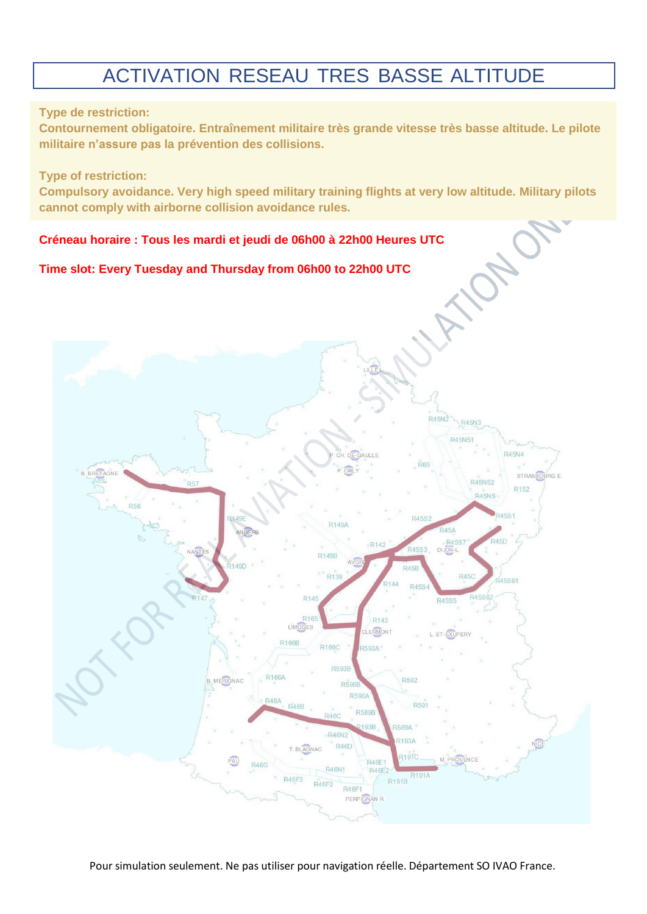# ACTIVATION RESEAU TRES BASSE ALTITUDE

**Type de restriction:**
**Contournement obligatoire. Entraînement militaire très grande vitesse très basse altitude. Le pilote militaire n'assure pas la prévention des collisions.**

**Type of restriction:**
**Compulsory avoidance. Very high speed military training flights at very low altitude. Military pilots cannot comply with airborne collision avoidance rules.**

**Créneau horaire : Tous les mardi et jeudi de 06h00 à 22h00 Heures UTC**

**Time slot: Every Tuesday and Thursday from 06h00 to 22h00 UTC**

Pour simulation seulement. Ne pas utiliser pour navigation réelle. Département SO IVAO France.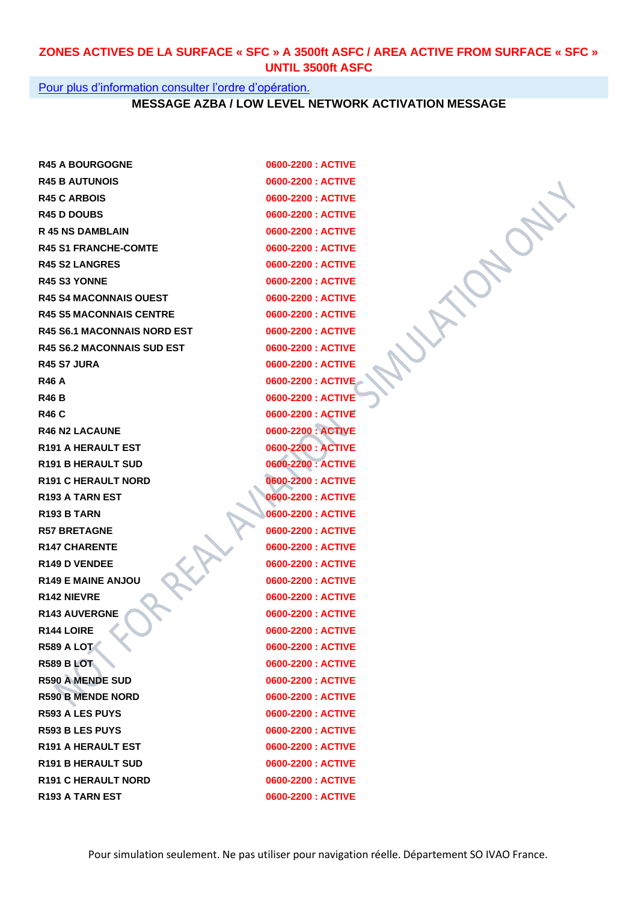**ZONES ACTIVES DE LA SURFACE « SFC » A 3500ft ASFC / AREA ACTIVE FROM SURFACE « SFC » UNTIL 3500ft ASFC**

Pour plus d'information consulter l'ordre d'opération.

**MESSAGE AZBA / LOW LEVEL NETWORK ACTIVATION MESSAGE**

| | |
|---|---|
| R45 A BOURGOGNE | 0600-2200 : ACTIVE |
| R45 B AUTUNOIS | 0600-2200 : ACTIVE |
| R45 C ARBOIS | 0600-2200 : ACTIVE |
| R45 D DOUBS | 0600-2200 : ACTIVE |
| R 45 NS DAMBLAIN | 0600-2200 : ACTIVE |
| R45 S1 FRANCHE-COMTE | 0600-2200 : ACTIVE |
| R45 S2 LANGRES | 0600-2200 : ACTIVE |
| R45 S3 YONNE | 0600-2200 : ACTIVE |
| R45 S4 MACONNAIS OUEST | 0600-2200 : ACTIVE |
| R45 S5 MACONNAIS CENTRE | 0600-2200 : ACTIVE |
| R45 S6.1 MACONNAIS NORD EST | 0600-2200 : ACTIVE |
| R45 S6.2 MACONNAIS SUD EST | 0600-2200 : ACTIVE |
| R45 S7 JURA | 0600-2200 : ACTIVE |
| R46 A | 0600-2200 : ACTIVE |
| R46 B | 0600-2200 : ACTIVE |
| R46 C | 0600-2200 : ACTIVE |
| R46 N2 LACAUNE | 0600-2200 : ACTIVE |
| R191 A HERAULT EST | 0600-2200 : ACTIVE |
| R191 B HERAULT SUD | 0600-2200 : ACTIVE |
| R191 C HERAULT NORD | 0600-2200 : ACTIVE |
| R193 A TARN EST | 0600-2200 : ACTIVE |
| R193 B TARN | 0600-2200 : ACTIVE |
| R57 BRETAGNE | 0600-2200 : ACTIVE |
| R147 CHARENTE | 0600-2200 : ACTIVE |
| R149 D VENDEE | 0600-2200 : ACTIVE |
| R149 E MAINE ANJOU | 0600-2200 : ACTIVE |
| R142 NIEVRE | 0600-2200 : ACTIVE |
| R143 AUVERGNE | 0600-2200 : ACTIVE |
| R144 LOIRE | 0600-2200 : ACTIVE |
| R589 A LOT | 0600-2200 : ACTIVE |
| R589 B LOT | 0600-2200 : ACTIVE |
| R590 A MENDE SUD | 0600-2200 : ACTIVE |
| R590 B MENDE NORD | 0600-2200 : ACTIVE |
| R593 A LES PUYS | 0600-2200 : ACTIVE |
| R593 B LES PUYS | 0600-2200 : ACTIVE |
| R191 A HERAULT EST | 0600-2200 : ACTIVE |
| R191 B HERAULT SUD | 0600-2200 : ACTIVE |
| R191 C HERAULT NORD | 0600-2200 : ACTIVE |
| R193 A TARN EST | 0600-2200 : ACTIVE |

NOT FOR REAL AVIATION - SIMULATION ONLY

Pour simulation seulement. Ne pas utiliser pour navigation réelle. Département SO IVAO France.